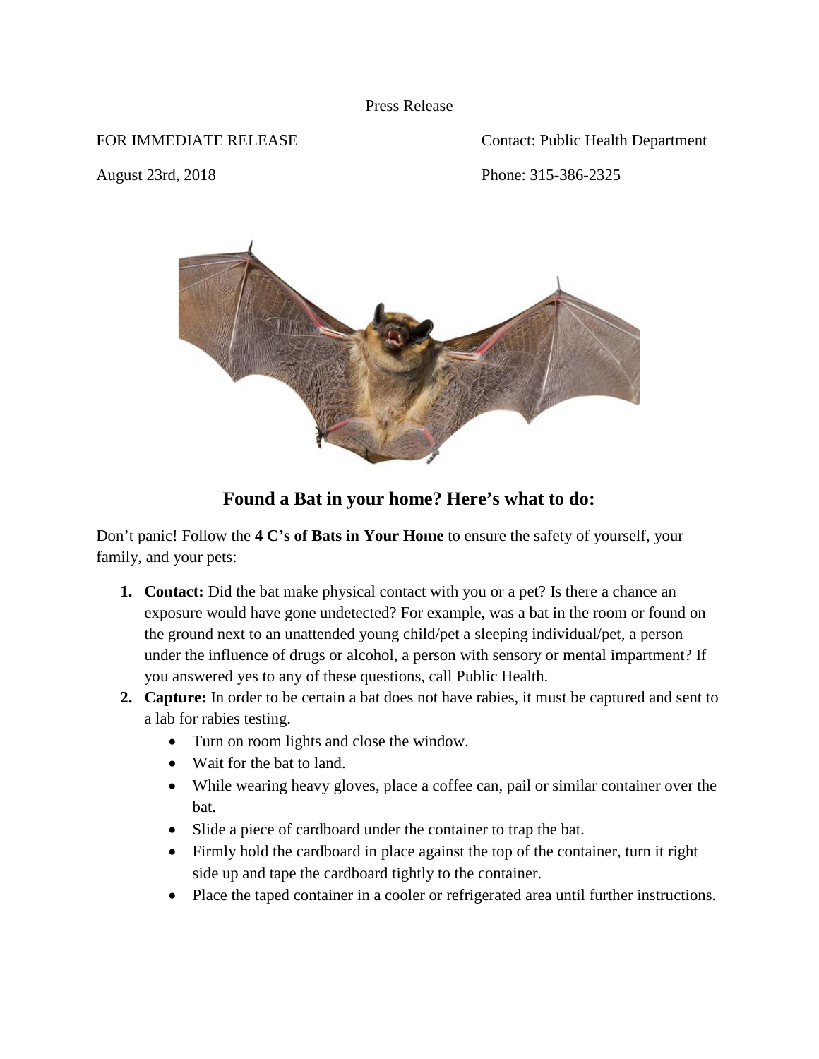Press Release

FOR IMMEDIATE RELEASE

August 23rd, 2018

Contact: Public Health Department

Phone: 315-386-2325

## Found a Bat in your home? Here's what to do:

Don't panic! Follow the **4 C's of Bats in Your Home** to ensure the safety of yourself, your family, and your pets:

1. **Contact:** Did the bat make physical contact with you or a pet? Is there a chance an exposure would have gone undetected? For example, was a bat in the room or found on the ground next to an unattended young child/pet a sleeping individual/pet, a person under the influence of drugs or alcohol, a person with sensory or mental impartment? If you answered yes to any of these questions, call Public Health.
2. **Capture:** In order to be certain a bat does not have rabies, it must be captured and sent to a lab for rabies testing.
   - Turn on room lights and close the window.
   - Wait for the bat to land.
   - While wearing heavy gloves, place a coffee can, pail or similar container over the bat.
   - Slide a piece of cardboard under the container to trap the bat.
   - Firmly hold the cardboard in place against the top of the container, turn it right side up and tape the cardboard tightly to the container.
   - Place the taped container in a cooler or refrigerated area until further instructions.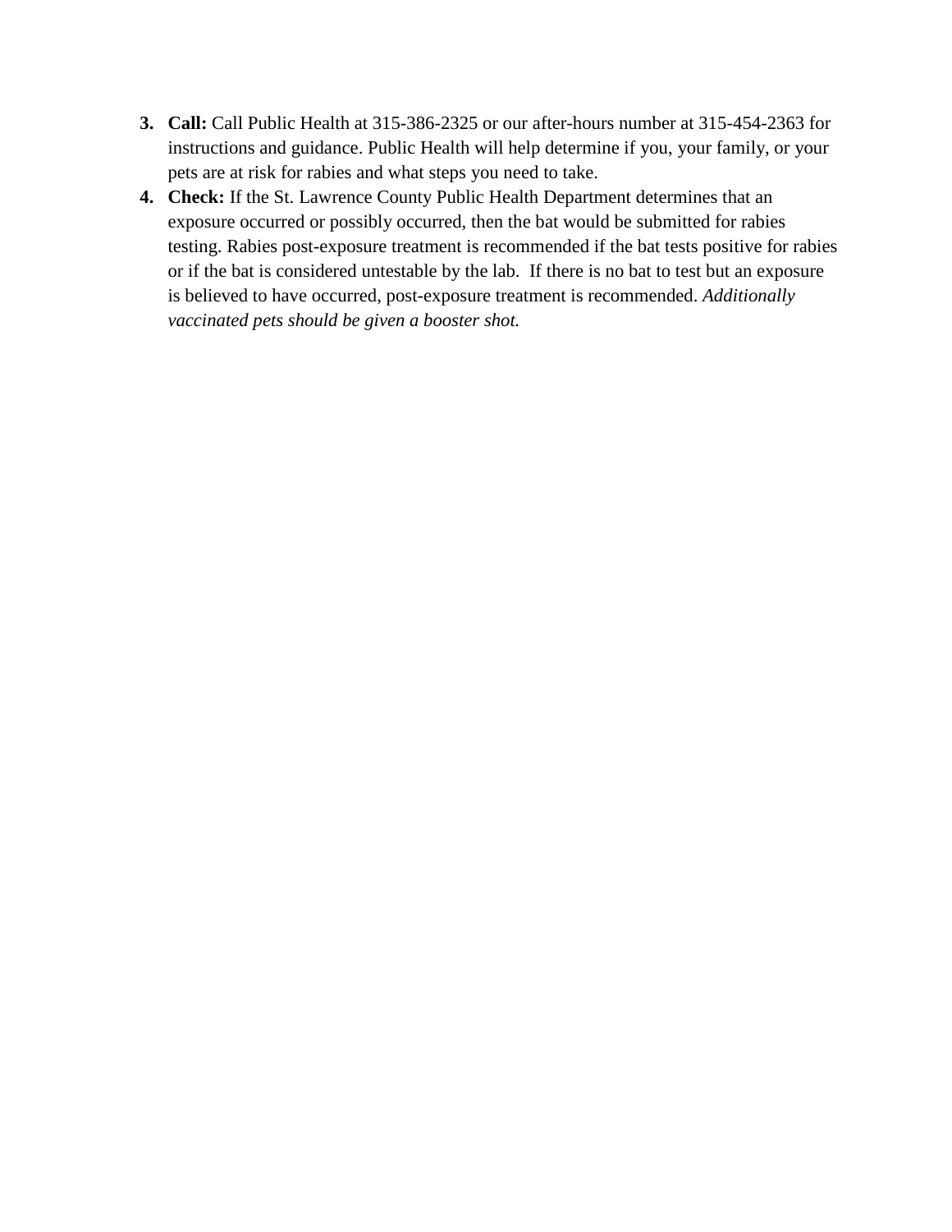3. **Call:** Call Public Health at 315-386-2325 or our after-hours number at 315-454-2363 for instructions and guidance. Public Health will help determine if you, your family, or your pets are at risk for rabies and what steps you need to take.
4. **Check:** If the St. Lawrence County Public Health Department determines that an exposure occurred or possibly occurred, then the bat would be submitted for rabies testing. Rabies post-exposure treatment is recommended if the bat tests positive for rabies or if the bat is considered untestable by the lab. If there is no bat to test but an exposure is believed to have occurred, post-exposure treatment is recommended. *Additionally vaccinated pets should be given a booster shot.*